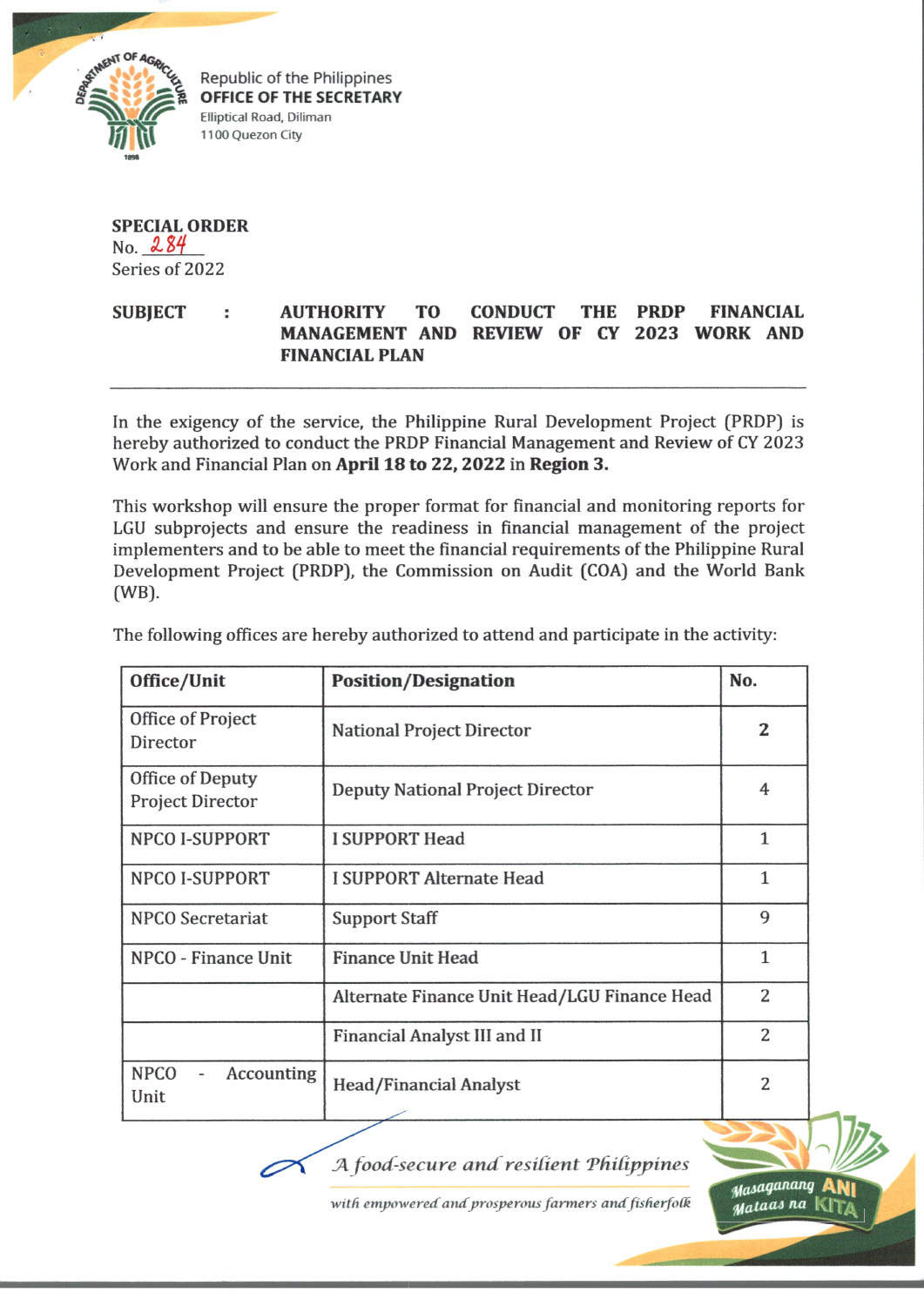Republic of the Philippines
**OFFICE OF THE SECRETARY**
Elliptical Road, Diliman
1100 Quezon City

**SPECIAL ORDER**
No. 284
Series of 2022

**SUBJECT : AUTHORITY TO CONDUCT THE PRDP FINANCIAL MANAGEMENT AND REVIEW OF CY 2023 WORK AND FINANCIAL PLAN**

---

In the exigency of the service, the Philippine Rural Development Project (PRDP) is hereby authorized to conduct the PRDP Financial Management and Review of CY 2023 Work and Financial Plan on **April 18 to 22, 2022** in **Region 3.**

This workshop will ensure the proper format for financial and monitoring reports for LGU subprojects and ensure the readiness in financial management of the project implementers and to be able to meet the financial requirements of the Philippine Rural Development Project (PRDP), the Commission on Audit (COA) and the World Bank (WB).

The following offices are hereby authorized to attend and participate in the activity:

| Office/Unit | Position/Designation | No. |
|---|---|---|
| Office of Project Director | National Project Director | 2 |
| Office of Deputy Project Director | Deputy National Project Director | 4 |
| NPCO I-SUPPORT | I SUPPORT Head | 1 |
| NPCO I-SUPPORT | I SUPPORT Alternate Head | 1 |
| NPCO Secretariat | Support Staff | 9 |
| NPCO - Finance Unit | Finance Unit Head | 1 |
| | Alternate Finance Unit Head/LGU Finance Head | 2 |
| | Financial Analyst III and II | 2 |
| NPCO - Accounting Unit | Head/Financial Analyst | 2 |

*A food-secure and resilient Philippines with empowered and prosperous farmers and fisherfolk*

Masaganang ANI Mataas na KITA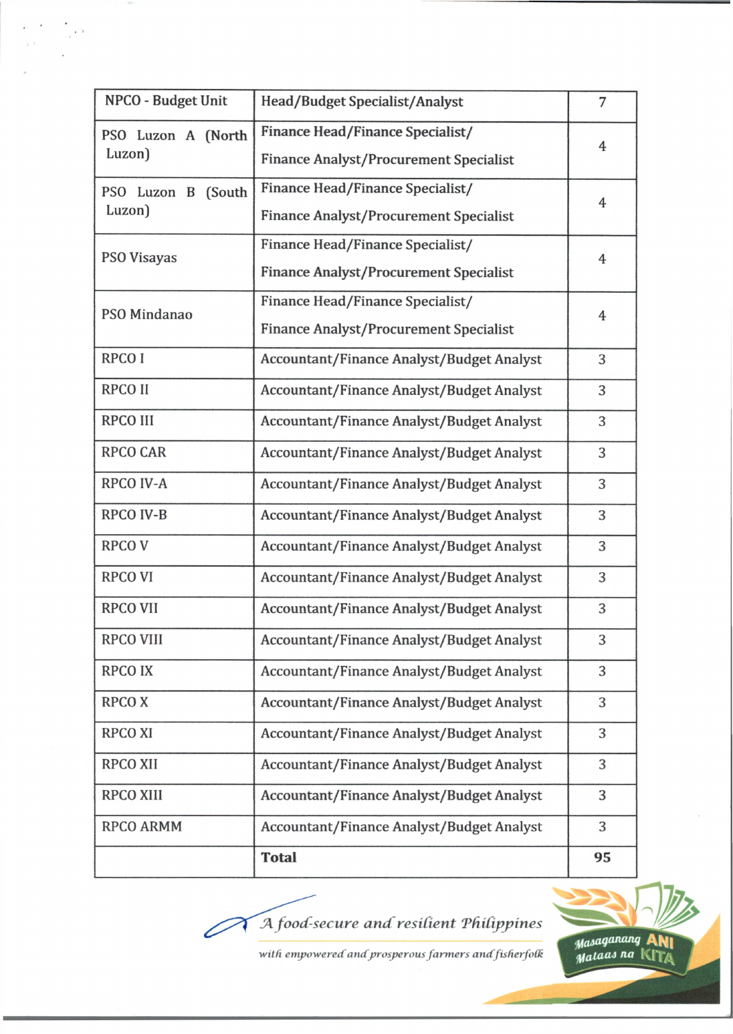| NPCO - Budget Unit | Head/Budget Specialist/Analyst | 7 |
|---|---|---|
| PSO Luzon A (North Luzon) | Finance Head/Finance Specialist/ Finance Analyst/Procurement Specialist | 4 |
| PSO Luzon B (South Luzon) | Finance Head/Finance Specialist/ Finance Analyst/Procurement Specialist | 4 |
| PSO Visayas | Finance Head/Finance Specialist/ Finance Analyst/Procurement Specialist | 4 |
| PSO Mindanao | Finance Head/Finance Specialist/ Finance Analyst/Procurement Specialist | 4 |
| RPCO I | Accountant/Finance Analyst/Budget Analyst | 3 |
| RPCO II | Accountant/Finance Analyst/Budget Analyst | 3 |
| RPCO III | Accountant/Finance Analyst/Budget Analyst | 3 |
| RPCO CAR | Accountant/Finance Analyst/Budget Analyst | 3 |
| RPCO IV-A | Accountant/Finance Analyst/Budget Analyst | 3 |
| RPCO IV-B | Accountant/Finance Analyst/Budget Analyst | 3 |
| RPCO V | Accountant/Finance Analyst/Budget Analyst | 3 |
| RPCO VI | Accountant/Finance Analyst/Budget Analyst | 3 |
| RPCO VII | Accountant/Finance Analyst/Budget Analyst | 3 |
| RPCO VIII | Accountant/Finance Analyst/Budget Analyst | 3 |
| RPCO IX | Accountant/Finance Analyst/Budget Analyst | 3 |
| RPCO X | Accountant/Finance Analyst/Budget Analyst | 3 |
| RPCO XI | Accountant/Finance Analyst/Budget Analyst | 3 |
| RPCO XII | Accountant/Finance Analyst/Budget Analyst | 3 |
| RPCO XIII | Accountant/Finance Analyst/Budget Analyst | 3 |
| RPCO ARMM | Accountant/Finance Analyst/Budget Analyst | 3 |
| | **Total** | **95** |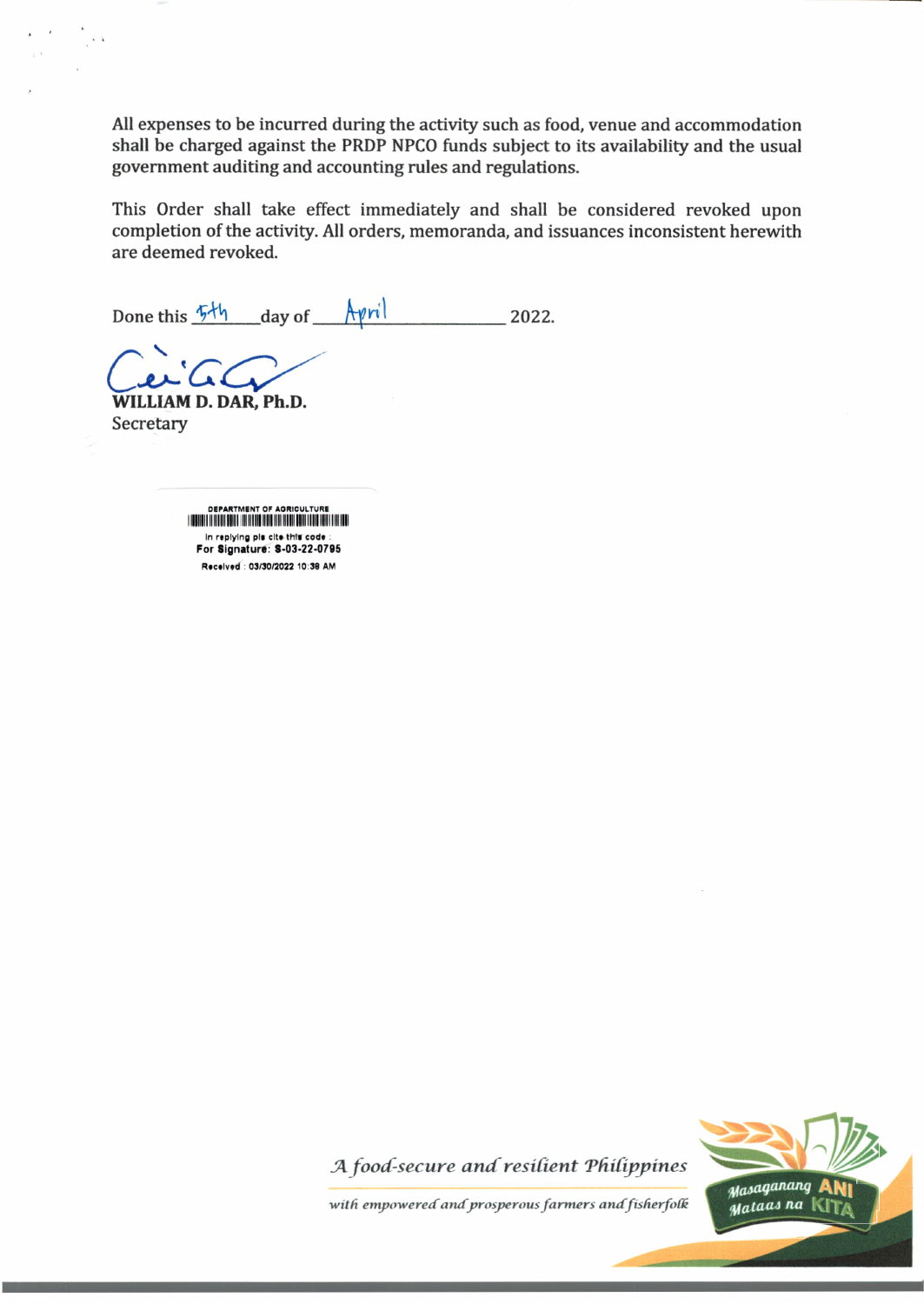All expenses to be incurred during the activity such as food, venue and accommodation shall be charged against the PRDP NPCO funds subject to its availability and the usual government auditing and accounting rules and regulations.

This Order shall take effect immediately and shall be considered revoked upon completion of the activity. All orders, memoranda, and issuances inconsistent herewith are deemed revoked.

Done this 5th day of April 2022.

**WILLIAM D. DAR, Ph.D.**
Secretary

DEPARTMENT OF AGRICULTURE
In replying pls cite this code :
For Signature: S-03-22-0795
Received : 03/30/2022 10:39 AM